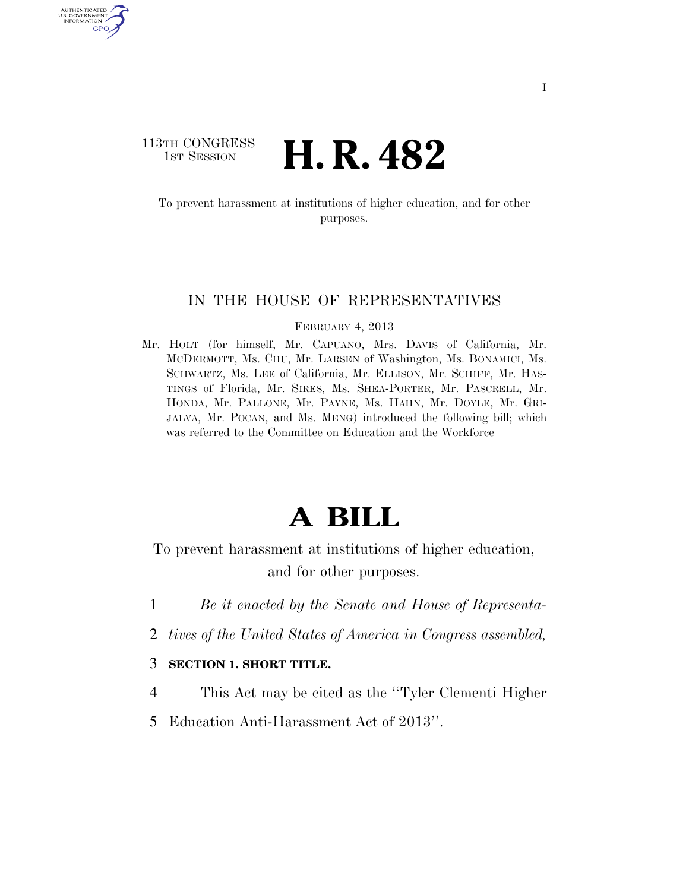113TH CONGRESS
1ST SESSION

# H. R. 482

To prevent harassment at institutions of higher education, and for other purposes.

IN THE HOUSE OF REPRESENTATIVES

FEBRUARY 4, 2013

Mr. HOLT (for himself, Mr. CAPUANO, Mrs. DAVIS of California, Mr. MCDERMOTT, Ms. CHU, Mr. LARSEN of Washington, Ms. BONAMICI, Ms. SCHWARTZ, Ms. LEE of California, Mr. ELLISON, Mr. SCHIFF, Mr. HASTINGS of Florida, Mr. SIRES, Ms. SHEA-PORTER, Mr. PASCRELL, Mr. HONDA, Mr. PALLONE, Mr. PAYNE, Ms. HAHN, Mr. DOYLE, Mr. GRIJALVA, Mr. POCAN, and Ms. MENG) introduced the following bill; which was referred to the Committee on Education and the Workforce

# A BILL

To prevent harassment at institutions of higher education, and for other purposes.

1 *Be it enacted by the Senate and House of Representa-*
2 *tives of the United States of America in Congress assembled,*

3 **SECTION 1. SHORT TITLE.**

4 This Act may be cited as the "Tyler Clementi Higher
5 Education Anti-Harassment Act of 2013".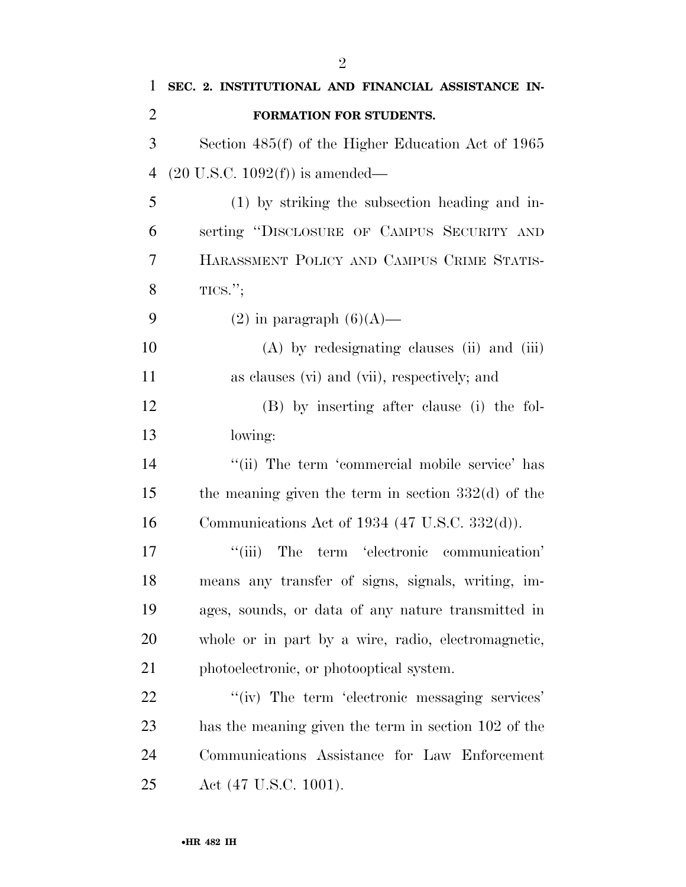**SEC. 2. INSTITUTIONAL AND FINANCIAL ASSISTANCE INFORMATION FOR STUDENTS.**

Section 485(f) of the Higher Education Act of 1965 (20 U.S.C. 1092(f)) is amended—

(1) by striking the subsection heading and inserting "DISCLOSURE OF CAMPUS SECURITY AND HARASSMENT POLICY AND CAMPUS CRIME STATISTICS.";

(2) in paragraph (6)(A)—

(A) by redesignating clauses (ii) and (iii) as clauses (vi) and (vii), respectively; and

(B) by inserting after clause (i) the following:

"(ii) The term 'commercial mobile service' has the meaning given the term in section 332(d) of the Communications Act of 1934 (47 U.S.C. 332(d)).

"(iii) The term 'electronic communication' means any transfer of signs, signals, writing, images, sounds, or data of any nature transmitted in whole or in part by a wire, radio, electromagnetic, photoelectronic, or photooptical system.

"(iv) The term 'electronic messaging services' has the meaning given the term in section 102 of the Communications Assistance for Law Enforcement Act (47 U.S.C. 1001).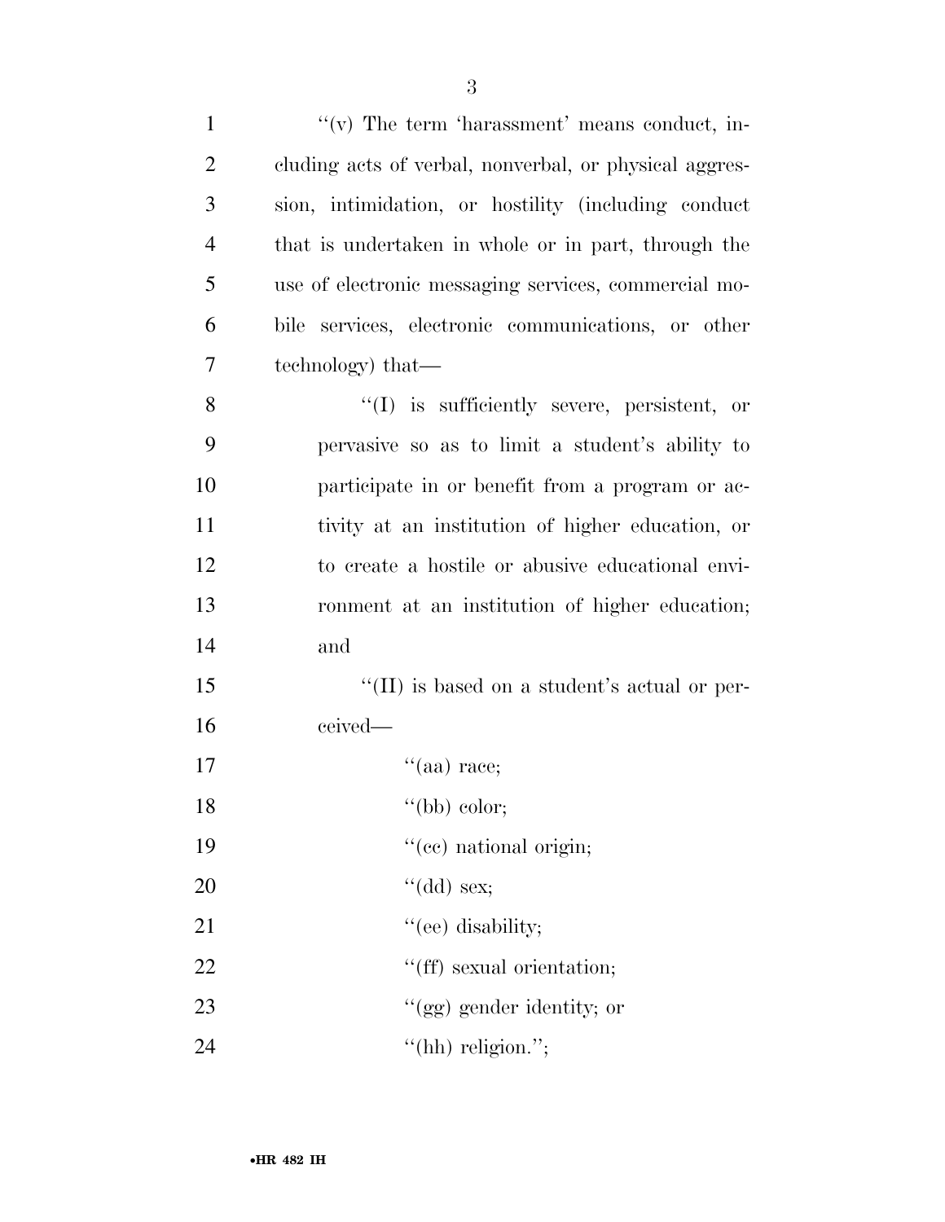"(v) The term 'harassment' means conduct, including acts of verbal, nonverbal, or physical aggression, intimidation, or hostility (including conduct that is undertaken in whole or in part, through the use of electronic messaging services, commercial mobile services, electronic communications, or other technology) that—

"(I) is sufficiently severe, persistent, or pervasive so as to limit a student's ability to participate in or benefit from a program or activity at an institution of higher education, or to create a hostile or abusive educational environment at an institution of higher education; and

"(II) is based on a student's actual or perceived—

"(aa) race;

"(bb) color;

"(cc) national origin;

"(dd) sex;

"(ee) disability;

"(ff) sexual orientation;

"(gg) gender identity; or

"(hh) religion.";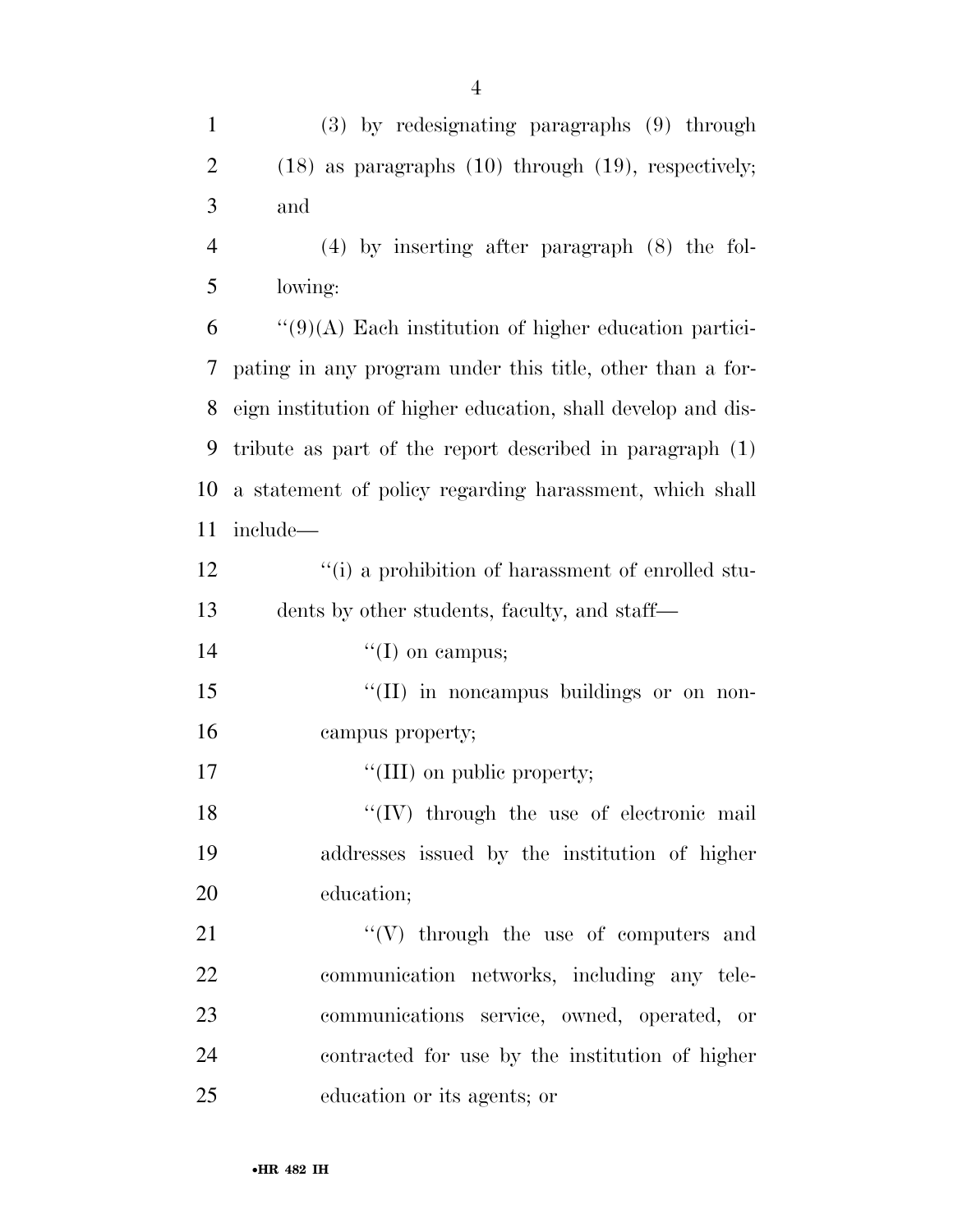(3) by redesignating paragraphs (9) through (18) as paragraphs (10) through (19), respectively; and

(4) by inserting after paragraph (8) the following:

''(9)(A) Each institution of higher education participating in any program under this title, other than a foreign institution of higher education, shall develop and distribute as part of the report described in paragraph (1) a statement of policy regarding harassment, which shall include—

''(i) a prohibition of harassment of enrolled students by other students, faculty, and staff—

''(I) on campus;

''(II) in noncampus buildings or on noncampus property;

''(III) on public property;

''(IV) through the use of electronic mail addresses issued by the institution of higher education;

''(V) through the use of computers and communication networks, including any telecommunications service, owned, operated, or contracted for use by the institution of higher education or its agents; or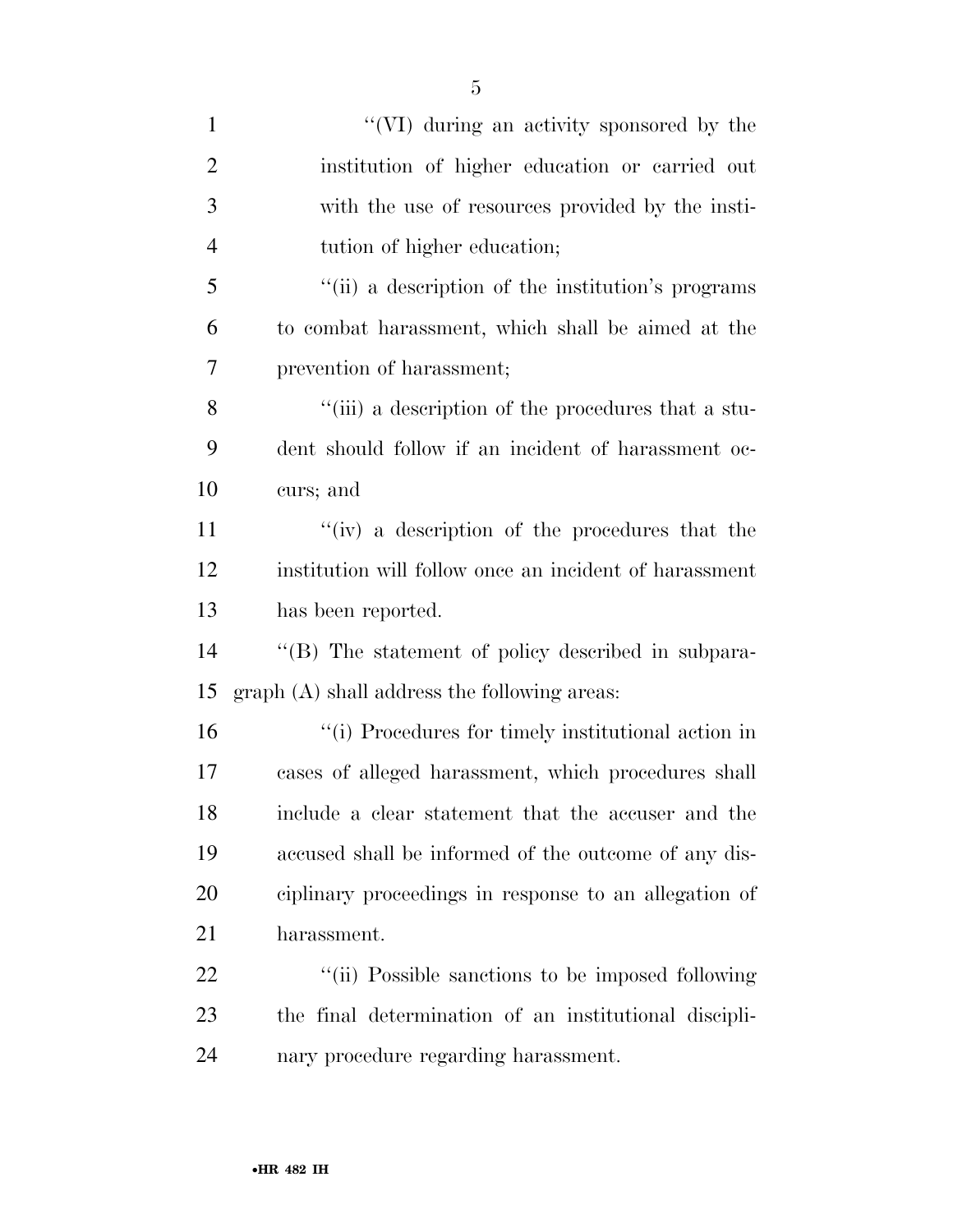''(VI) during an activity sponsored by the institution of higher education or carried out with the use of resources provided by the institution of higher education;

''(ii) a description of the institution's programs to combat harassment, which shall be aimed at the prevention of harassment;

''(iii) a description of the procedures that a student should follow if an incident of harassment occurs; and

''(iv) a description of the procedures that the institution will follow once an incident of harassment has been reported.

''(B) The statement of policy described in subparagraph (A) shall address the following areas:

''(i) Procedures for timely institutional action in cases of alleged harassment, which procedures shall include a clear statement that the accuser and the accused shall be informed of the outcome of any disciplinary proceedings in response to an allegation of harassment.

''(ii) Possible sanctions to be imposed following the final determination of an institutional disciplinary procedure regarding harassment.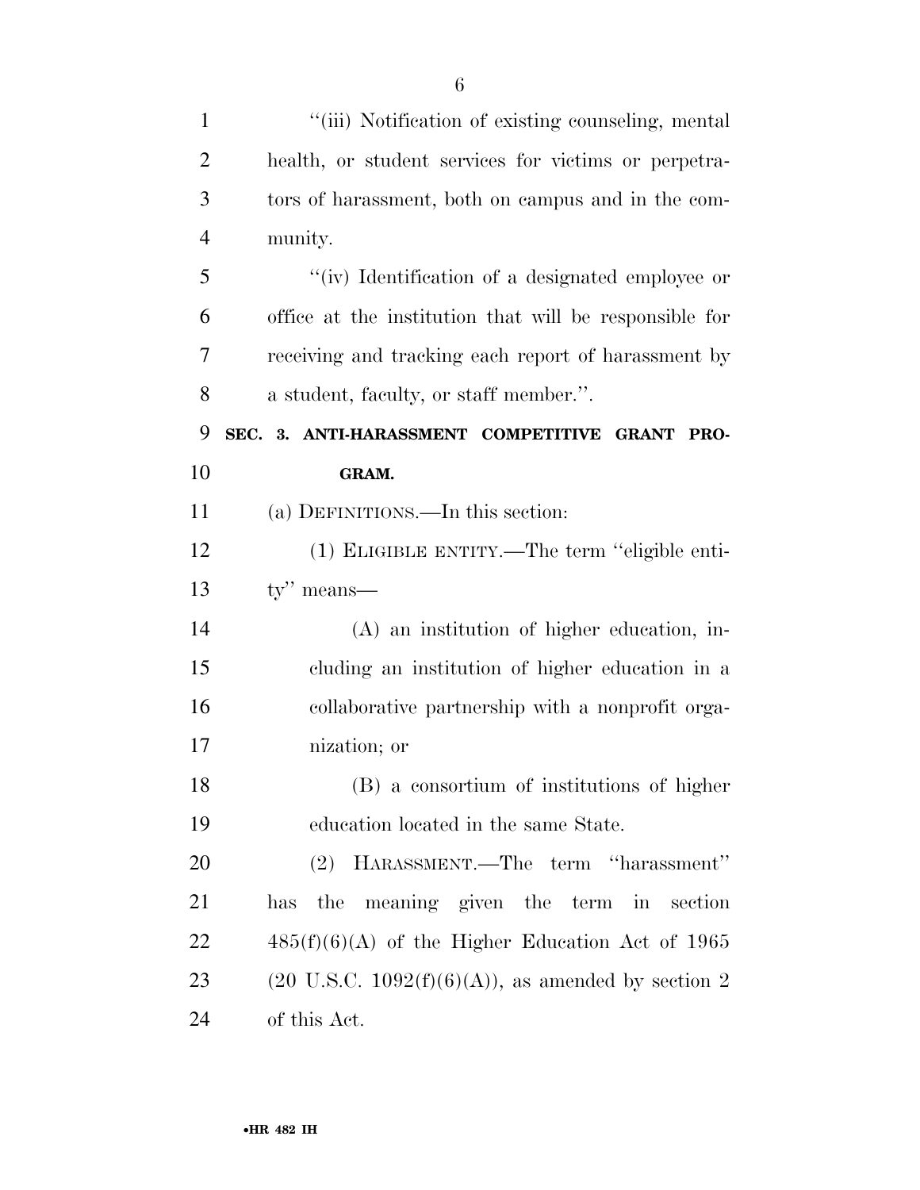''(iii) Notification of existing counseling, mental health, or student services for victims or perpetrators of harassment, both on campus and in the community.

''(iv) Identification of a designated employee or office at the institution that will be responsible for receiving and tracking each report of harassment by a student, faculty, or staff member.''.

**SEC. 3. ANTI-HARASSMENT COMPETITIVE GRANT PROGRAM.**

(a) DEFINITIONS.—In this section:

(1) ELIGIBLE ENTITY.—The term ''eligible entity'' means—

(A) an institution of higher education, including an institution of higher education in a collaborative partnership with a nonprofit organization; or

(B) a consortium of institutions of higher education located in the same State.

(2) HARASSMENT.—The term ''harassment'' has the meaning given the term in section 485(f)(6)(A) of the Higher Education Act of 1965 (20 U.S.C. 1092(f)(6)(A)), as amended by section 2 of this Act.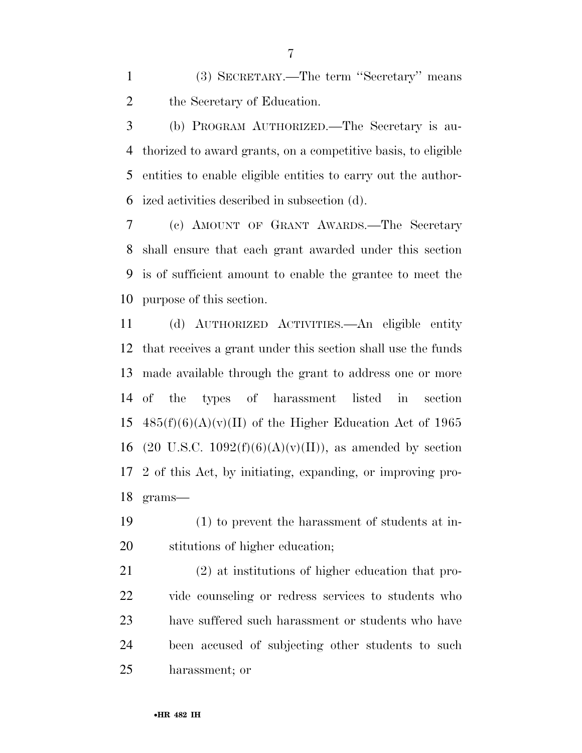(3) SECRETARY.—The term ''Secretary'' means the Secretary of Education.

(b) PROGRAM AUTHORIZED.—The Secretary is authorized to award grants, on a competitive basis, to eligible entities to enable eligible entities to carry out the authorized activities described in subsection (d).

(c) AMOUNT OF GRANT AWARDS.—The Secretary shall ensure that each grant awarded under this section is of sufficient amount to enable the grantee to meet the purpose of this section.

(d) AUTHORIZED ACTIVITIES.—An eligible entity that receives a grant under this section shall use the funds made available through the grant to address one or more of the types of harassment listed in section 485(f)(6)(A)(v)(II) of the Higher Education Act of 1965 (20 U.S.C. 1092(f)(6)(A)(v)(II)), as amended by section 2 of this Act, by initiating, expanding, or improving programs—

(1) to prevent the harassment of students at institutions of higher education;

(2) at institutions of higher education that provide counseling or redress services to students who have suffered such harassment or students who have been accused of subjecting other students to such harassment; or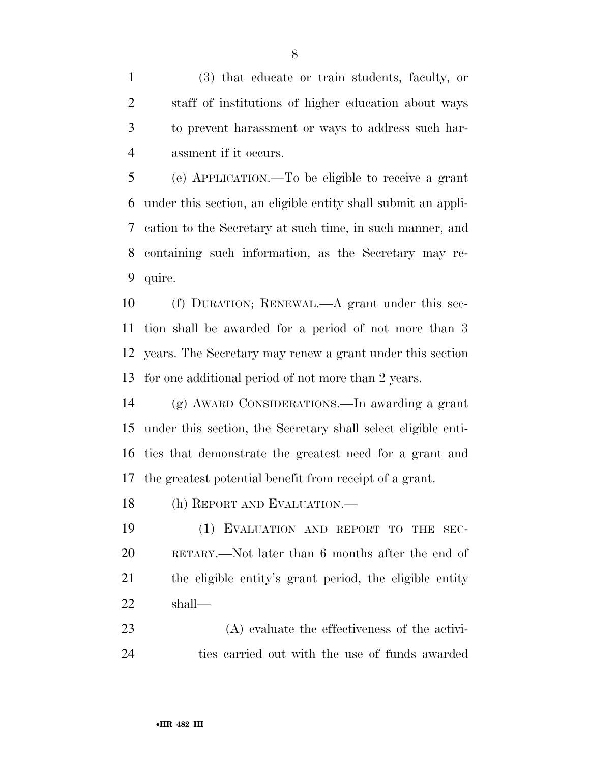(3) that educate or train students, faculty, or staff of institutions of higher education about ways to prevent harassment or ways to address such harassment if it occurs.

(e) APPLICATION.—To be eligible to receive a grant under this section, an eligible entity shall submit an application to the Secretary at such time, in such manner, and containing such information, as the Secretary may require.

(f) DURATION; RENEWAL.—A grant under this section shall be awarded for a period of not more than 3 years. The Secretary may renew a grant under this section for one additional period of not more than 2 years.

(g) AWARD CONSIDERATIONS.—In awarding a grant under this section, the Secretary shall select eligible entities that demonstrate the greatest need for a grant and the greatest potential benefit from receipt of a grant.

(h) REPORT AND EVALUATION.—

(1) EVALUATION AND REPORT TO THE SECRETARY.—Not later than 6 months after the end of the eligible entity's grant period, the eligible entity shall—

(A) evaluate the effectiveness of the activities carried out with the use of funds awarded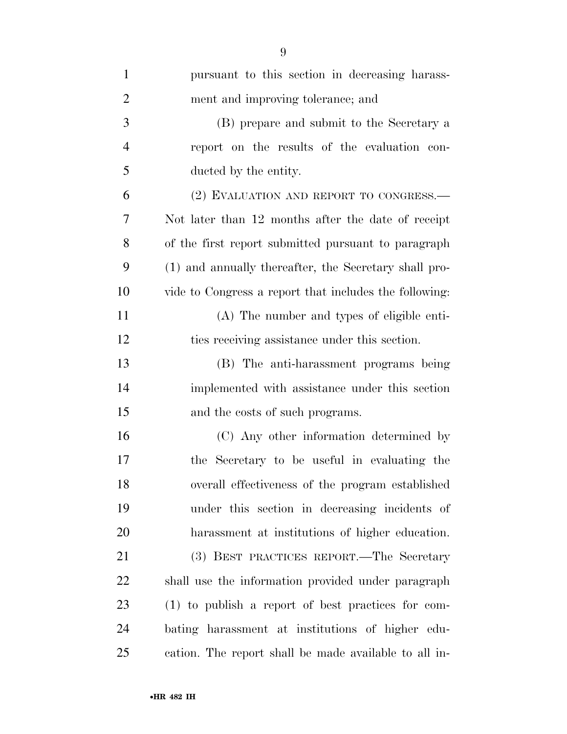pursuant to this section in decreasing harassment and improving tolerance; and

(B) prepare and submit to the Secretary a report on the results of the evaluation conducted by the entity.

(2) EVALUATION AND REPORT TO CONGRESS.—Not later than 12 months after the date of receipt of the first report submitted pursuant to paragraph (1) and annually thereafter, the Secretary shall provide to Congress a report that includes the following:

(A) The number and types of eligible entities receiving assistance under this section.

(B) The anti-harassment programs being implemented with assistance under this section and the costs of such programs.

(C) Any other information determined by the Secretary to be useful in evaluating the overall effectiveness of the program established under this section in decreasing incidents of harassment at institutions of higher education.

(3) BEST PRACTICES REPORT.—The Secretary shall use the information provided under paragraph (1) to publish a report of best practices for combating harassment at institutions of higher education. The report shall be made available to all in-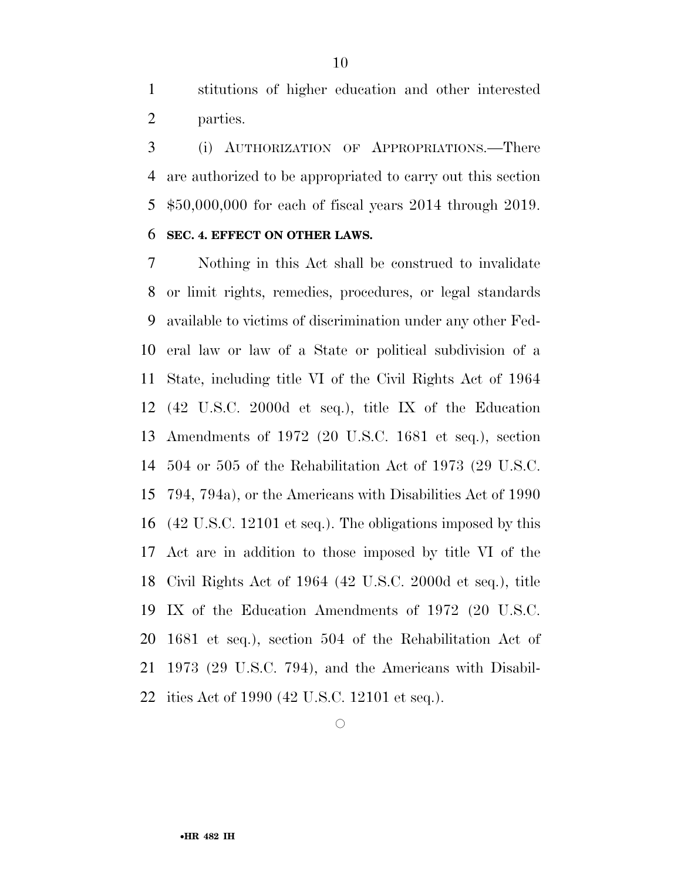stitutions of higher education and other interested parties.

(i) AUTHORIZATION OF APPROPRIATIONS.—There are authorized to be appropriated to carry out this section $50,000,000 for each of fiscal years 2014 through 2019.

**SEC. 4. EFFECT ON OTHER LAWS.**

Nothing in this Act shall be construed to invalidate or limit rights, remedies, procedures, or legal standards available to victims of discrimination under any other Federal law or law of a State or political subdivision of a State, including title VI of the Civil Rights Act of 1964 (42 U.S.C. 2000d et seq.), title IX of the Education Amendments of 1972 (20 U.S.C. 1681 et seq.), section 504 or 505 of the Rehabilitation Act of 1973 (29 U.S.C. 794, 794a), or the Americans with Disabilities Act of 1990 (42 U.S.C. 12101 et seq.). The obligations imposed by this Act are in addition to those imposed by title VI of the Civil Rights Act of 1964 (42 U.S.C. 2000d et seq.), title IX of the Education Amendments of 1972 (20 U.S.C. 1681 et seq.), section 504 of the Rehabilitation Act of 1973 (29 U.S.C. 794), and the Americans with Disabilities Act of 1990 (42 U.S.C. 12101 et seq.).

○